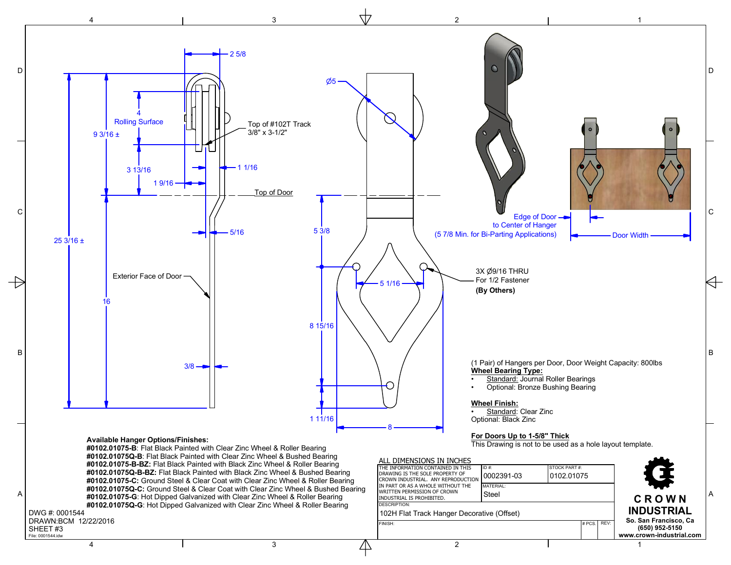(1 Pair) of Hangers per Door, Door Weight Capacity: 800lbs

**Wheel Bearing Type:**

- Standard: Journal Roller Bearings
- Optional: Bronze Bushing Bearing

**Wheel Finish:**

- Standard: Clear Zinc

Optional: Black Zinc

**For Doors Up to 1-5/8" Thick**

This Drawing is not to be used as a hole layout template.

Top of #102T Track 3/8" x 3-1/2"

Rolling Surface

Top of Door

Exterior Face of Door

Edge of Door to Center of Hanger (5 7/8 Min. for Bi-Parting Applications)

Door Width

3X Ø9/16 THRU For 1/2 Fastener **(By Others)**

Dimensions: 2 5/8, 4, 9 3/16 ±, 3 13/16, 1 9/16, 1 1/16, 5/16, 25 3/16 ±, 16, 3/8, Ø5, 5 3/8, 5 1/16, 8 15/16, 1 11/16, 8

**Available Hanger Options/Finishes:**

**#0102.01075-B**: Flat Black Painted with Clear Zinc Wheel & Roller Bearing
**#0102.01075Q-B**: Flat Black Painted with Clear Zinc Wheel & Bushed Bearing
**#0102.01075-B-BZ:** Flat Black Painted with Black Zinc Wheel & Roller Bearing
**#0102.01075Q-B-BZ:** Flat Black Painted with Black Zinc Wheel & Bushed Bearing
**#0102.01075-C:** Ground Steel & Clear Coat with Clear Zinc Wheel & Roller Bearing
**#0102.01075Q-C:** Ground Steel & Clear Coat with Clear Zinc Wheel & Bushed Bearing
**#0102.01075-G**: Hot Dipped Galvanized with Clear Zinc Wheel & Roller Bearing
**#0102.01075Q-G**: Hot Dipped Galvanized with Clear Zinc Wheel & Roller Bearing

DWG #: 0001544
DRAWN:BCM 12/22/2016
SHEET #3
File: 0001544.idw

ALL DIMENSIONS IN INCHES

| THE INFORMATION CONTAINED IN THIS DRAWING IS THE SOLE PROPERTY OF CROWN INDUSTRIAL. ANY REPRODUCTION IN PART OR AS A WHOLE WITHOUT THE WRITTEN PERMISSION OF CROWN INDUSTRIAL IS PROHIBITED. | ID #: 0002391-03 | STOCK PART #: 0102.01075 |
| --- | --- | --- |
| | MATERIAL: Steel | |
| DESCRIPTION: 102H Flat Track Hanger Decorative (Offset) | | |
| FINISH: | # PCS. | REV: |

**CROWN INDUSTRIAL**
**So. San Francisco, Ca**
**(650) 952-5150**
**www.crown-industrial.com**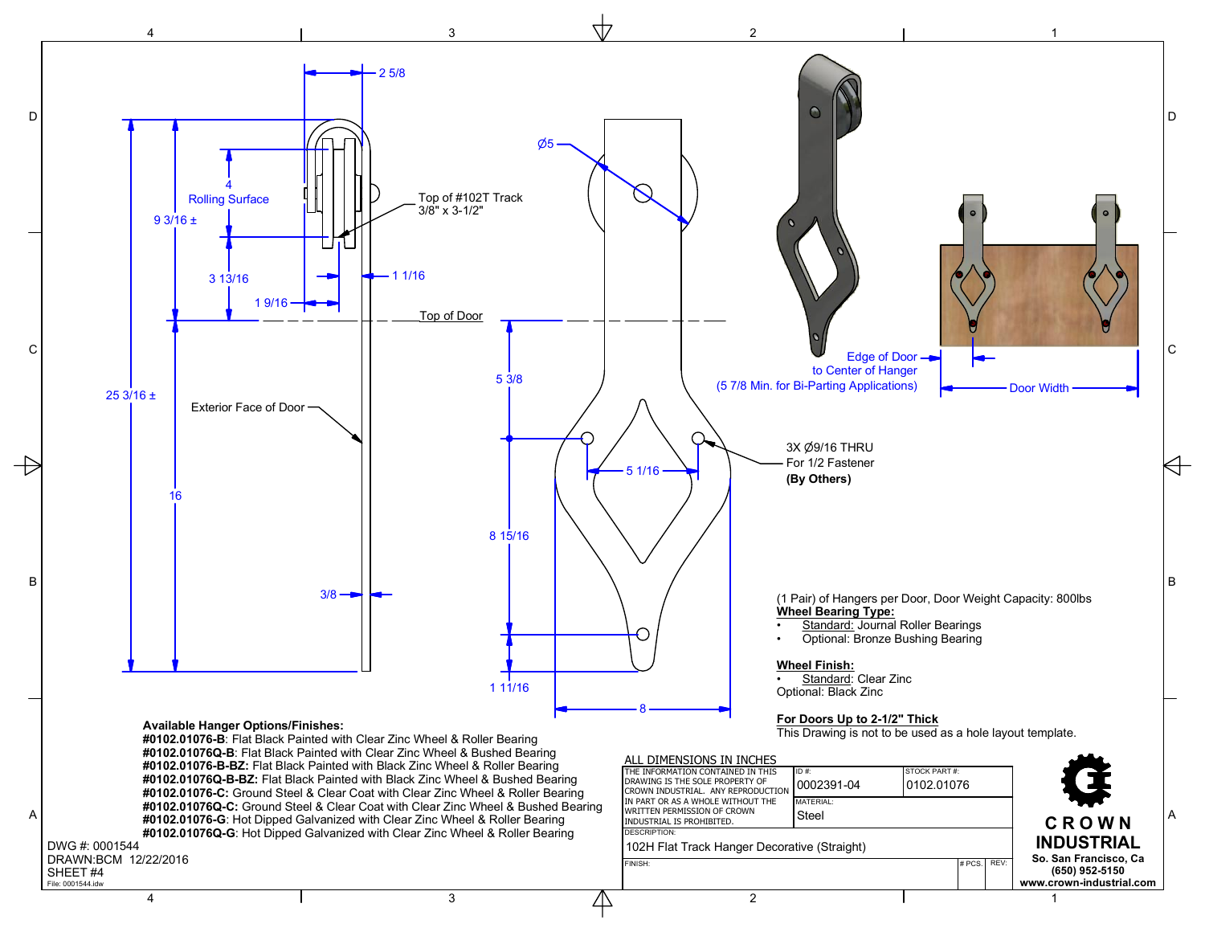2 5/8

4
Rolling Surface

9 3/16 ±

Top of #102T Track
3/8" x 3-1/2"

3 13/16

1 1/16

1 9/16

Top of Door

25 3/16 ±

Exterior Face of Door

16

3/8

Ø5

5 3/8

5 1/16

8 15/16

1 11/16

8

3X Ø9/16 THRU
For 1/2 Fastener
**(By Others)**

Edge of Door to Center of Hanger
(5 7/8 Min. for Bi-Parting Applications)

Door Width

(1 Pair) of Hangers per Door, Door Weight Capacity: 800lbs

**Wheel Bearing Type:**

- Standard: Journal Roller Bearings
- Optional: Bronze Bushing Bearing

**Wheel Finish:**

- Standard: Clear Zinc

Optional: Black Zinc

**For Doors Up to 2-1/2" Thick**

This Drawing is not to be used as a hole layout template.

**Available Hanger Options/Finishes:**

**#0102.01076-B**: Flat Black Painted with Clear Zinc Wheel & Roller Bearing
**#0102.01076Q-B**: Flat Black Painted with Clear Zinc Wheel & Bushed Bearing
**#0102.01076-B-BZ:** Flat Black Painted with Black Zinc Wheel & Roller Bearing
**#0102.01076Q-B-BZ:** Flat Black Painted with Black Zinc Wheel & Bushed Bearing
**#0102.01076-C:** Ground Steel & Clear Coat with Clear Zinc Wheel & Roller Bearing
**#0102.01076Q-C:** Ground Steel & Clear Coat with Clear Zinc Wheel & Bushed Bearing
**#0102.01076-G**: Hot Dipped Galvanized with Clear Zinc Wheel & Roller Bearing
**#0102.01076Q-G**: Hot Dipped Galvanized with Clear Zinc Wheel & Roller Bearing

DWG #: 0001544
DRAWN:BCM 12/22/2016
SHEET #4
File: 0001544.idw

ALL DIMENSIONS IN INCHES

| | | |
|---|---|---|
| THE INFORMATION CONTAINED IN THIS DRAWING IS THE SOLE PROPERTY OF CROWN INDUSTRIAL. ANY REPRODUCTION IN PART OR AS A WHOLE WITHOUT THE WRITTEN PERMISSION OF CROWN INDUSTRIAL IS PROHIBITED. | ID #: 0002391-04 | STOCK PART #: 0102.01076 |
| | MATERIAL: Steel | |
| DESCRIPTION: 102H Flat Track Hanger Decorative (Straight) | | |
| FINISH: | # PCS. | REV: |

**CROWN INDUSTRIAL**
So. San Francisco, Ca
(650) 952-5150
www.crown-industrial.com